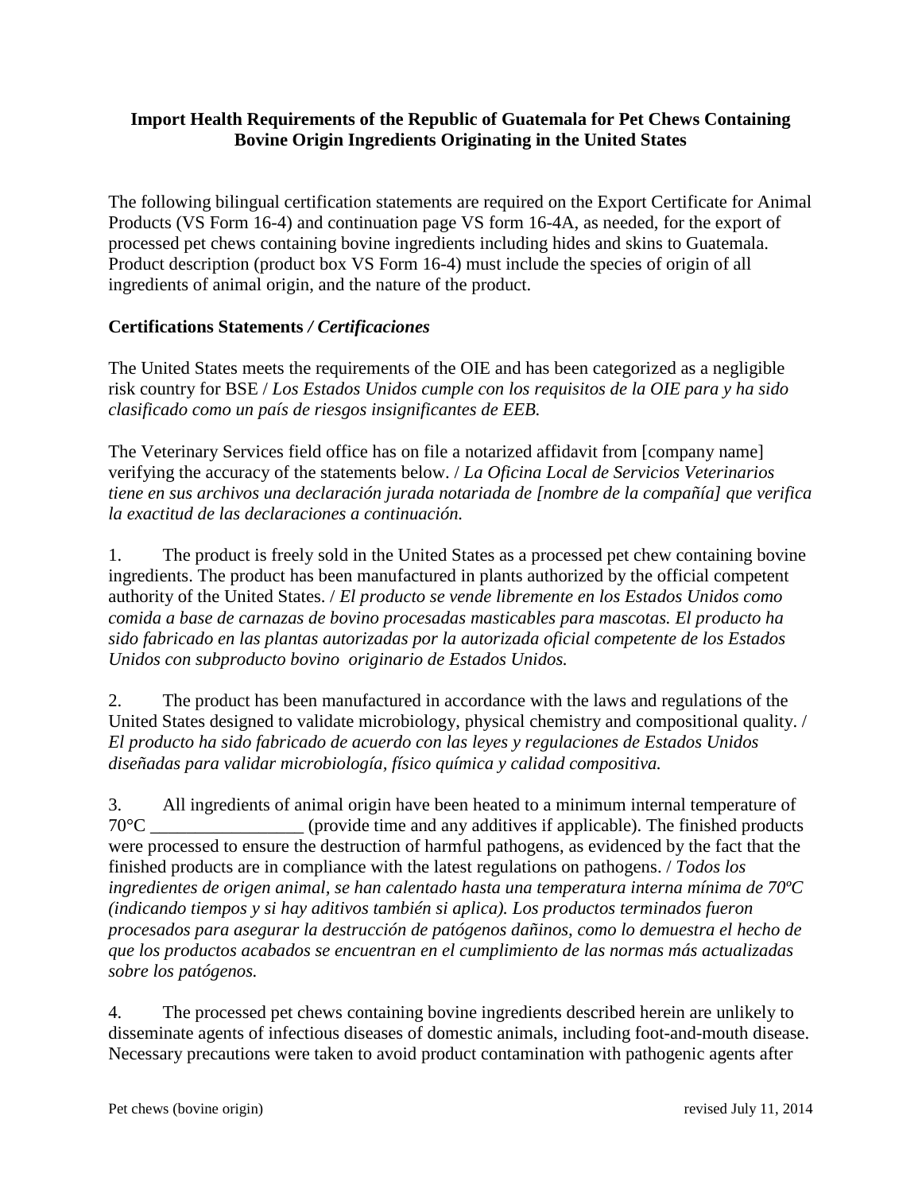**Import Health Requirements of the Republic of Guatemala for Pet Chews Containing Bovine Origin Ingredients Originating in the United States**

The following bilingual certification statements are required on the Export Certificate for Animal Products (VS Form 16-4) and continuation page VS form 16-4A, as needed, for the export of processed pet chews containing bovine ingredients including hides and skins to Guatemala. Product description (product box VS Form 16-4) must include the species of origin of all ingredients of animal origin, and the nature of the product.

**Certifications Statements */ Certificaciones***

The United States meets the requirements of the OIE and has been categorized as a negligible risk country for BSE / *Los Estados Unidos cumple con los requisitos de la OIE para y ha sido clasificado como un país de riesgos insignificantes de EEB.*

The Veterinary Services field office has on file a notarized affidavit from [company name] verifying the accuracy of the statements below. / *La Oficina Local de Servicios Veterinarios tiene en sus archivos una declaración jurada notariada de [nombre de la compañía] que verifica la exactitud de las declaraciones a continuación.*

1. The product is freely sold in the United States as a processed pet chew containing bovine ingredients. The product has been manufactured in plants authorized by the official competent authority of the United States. / *El producto se vende libremente en los Estados Unidos como comida a base de carnazas de bovino procesadas masticables para mascotas. El producto ha sido fabricado en las plantas autorizadas por la autorizada oficial competente de los Estados Unidos con subproducto bovino originario de Estados Unidos.*

2. The product has been manufactured in accordance with the laws and regulations of the United States designed to validate microbiology, physical chemistry and compositional quality. / *El producto ha sido fabricado de acuerdo con las leyes y regulaciones de Estados Unidos diseñadas para validar microbiología, físico química y calidad compositiva.*

3. All ingredients of animal origin have been heated to a minimum internal temperature of 70°C _________________ (provide time and any additives if applicable). The finished products were processed to ensure the destruction of harmful pathogens, as evidenced by the fact that the finished products are in compliance with the latest regulations on pathogens. / *Todos los ingredientes de origen animal, se han calentado hasta una temperatura interna mínima de 70ºC (indicando tiempos y si hay aditivos también si aplica). Los productos terminados fueron procesados para asegurar la destrucción de patógenos dañinos, como lo demuestra el hecho de que los productos acabados se encuentran en el cumplimiento de las normas más actualizadas sobre los patógenos.*

4. The processed pet chews containing bovine ingredients described herein are unlikely to disseminate agents of infectious diseases of domestic animals, including foot-and-mouth disease. Necessary precautions were taken to avoid product contamination with pathogenic agents after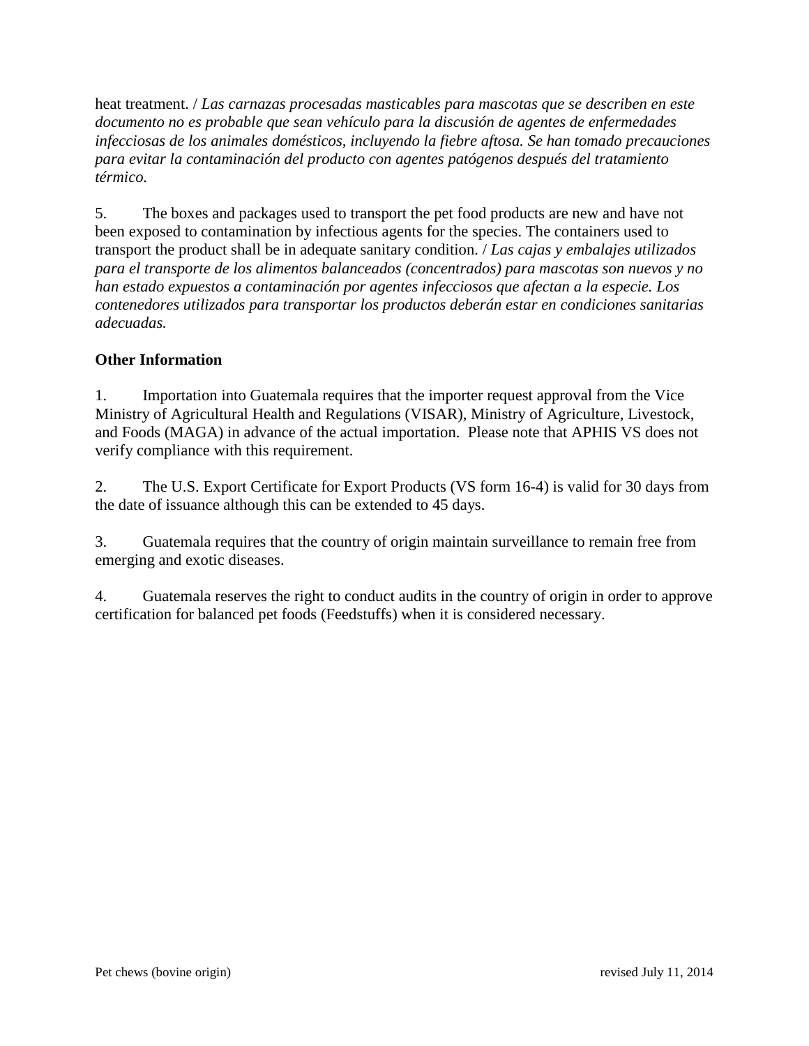heat treatment. / *Las carnazas procesadas masticables para mascotas que se describen en este documento no es probable que sean vehículo para la discusión de agentes de enfermedades infecciosas de los animales domésticos, incluyendo la fiebre aftosa. Se han tomado precauciones para evitar la contaminación del producto con agentes patógenos después del tratamiento térmico.*

5. The boxes and packages used to transport the pet food products are new and have not been exposed to contamination by infectious agents for the species. The containers used to transport the product shall be in adequate sanitary condition. / *Las cajas y embalajes utilizados para el transporte de los alimentos balanceados (concentrados) para mascotas son nuevos y no han estado expuestos a contaminación por agentes infecciosos que afectan a la especie. Los contenedores utilizados para transportar los productos deberán estar en condiciones sanitarias adecuadas.*

**Other Information**

1. Importation into Guatemala requires that the importer request approval from the Vice Ministry of Agricultural Health and Regulations (VISAR), Ministry of Agriculture, Livestock, and Foods (MAGA) in advance of the actual importation. Please note that APHIS VS does not verify compliance with this requirement.

2. The U.S. Export Certificate for Export Products (VS form 16-4) is valid for 30 days from the date of issuance although this can be extended to 45 days.

3. Guatemala requires that the country of origin maintain surveillance to remain free from emerging and exotic diseases.

4. Guatemala reserves the right to conduct audits in the country of origin in order to approve certification for balanced pet foods (Feedstuffs) when it is considered necessary.